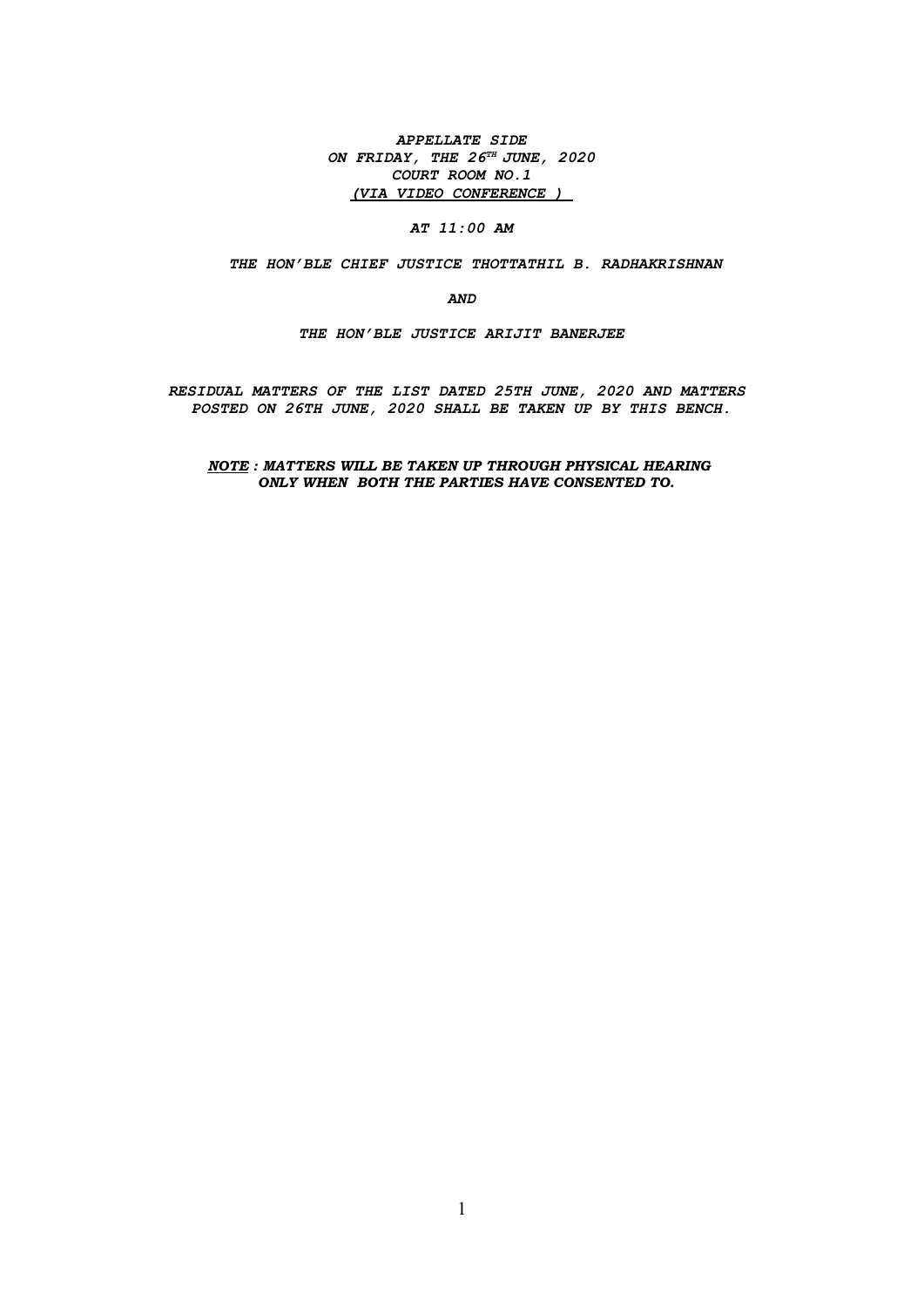***APPELLATE SIDE***
***ON FRIDAY, THE 26TH JUNE, 2020***
***COURT ROOM NO.1***
***(VIA VIDEO CONFERENCE )***

***AT 11:00 AM***

***THE HON'BLE CHIEF JUSTICE THOTTATHIL B. RADHAKRISHNAN***

***AND***

***THE HON'BLE JUSTICE ARIJIT BANERJEE***

***RESIDUAL MATTERS OF THE LIST DATED 25TH JUNE, 2020 AND MATTERS POSTED ON 26TH JUNE, 2020 SHALL BE TAKEN UP BY THIS BENCH.***

***NOTE : MATTERS WILL BE TAKEN UP THROUGH PHYSICAL HEARING ONLY WHEN BOTH THE PARTIES HAVE CONSENTED TO.***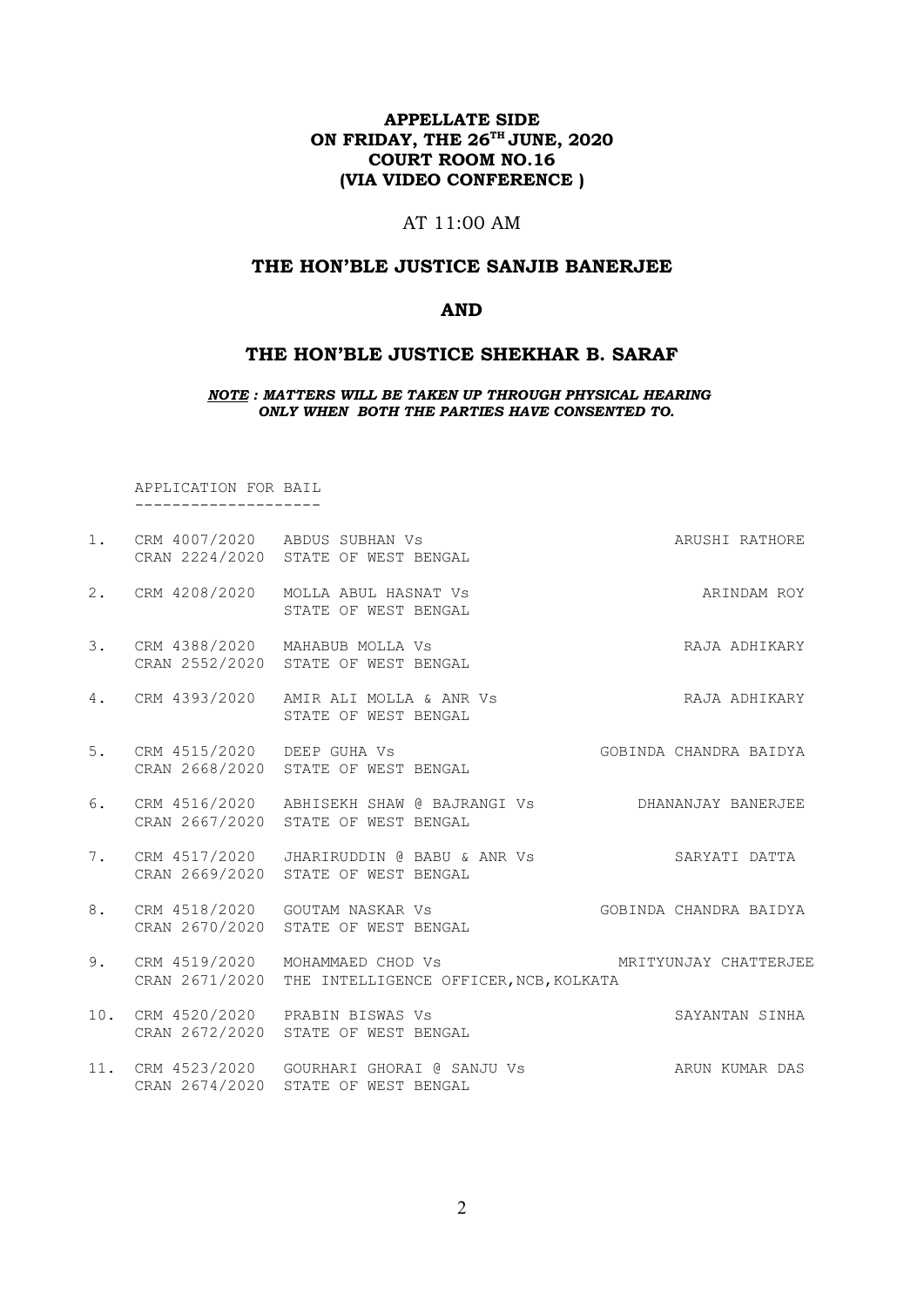**APPELLATE SIDE**
**ON FRIDAY, THE 26TH JUNE, 2020**
**COURT ROOM NO.16**
**(VIA VIDEO CONFERENCE )**

AT 11:00 AM

## THE HON'BLE JUSTICE SANJIB BANERJEE

## AND

## THE HON'BLE JUSTICE SHEKHAR B. SARAF

***NOTE : MATTERS WILL BE TAKEN UP THROUGH PHYSICAL HEARING ONLY WHEN BOTH THE PARTIES HAVE CONSENTED TO.***

APPLICATION FOR BAIL
--------------------

| No. | Case No. | Parties | Advocate |
|---|---|---|---|
| 1. | CRM 4007/2020<br>CRAN 2224/2020 | ABDUS SUBHAN Vs<br>STATE OF WEST BENGAL | ARUSHI RATHORE |
| 2. | CRM 4208/2020 | MOLLA ABUL HASNAT Vs<br>STATE OF WEST BENGAL | ARINDAM ROY |
| 3. | CRM 4388/2020<br>CRAN 2552/2020 | MAHABUB MOLLA Vs<br>STATE OF WEST BENGAL | RAJA ADHIKARY |
| 4. | CRM 4393/2020 | AMIR ALI MOLLA & ANR Vs<br>STATE OF WEST BENGAL | RAJA ADHIKARY |
| 5. | CRM 4515/2020<br>CRAN 2668/2020 | DEEP GUHA Vs<br>STATE OF WEST BENGAL | GOBINDA CHANDRA BAIDYA |
| 6. | CRM 4516/2020<br>CRAN 2667/2020 | ABHISEKH SHAW @ BAJRANGI Vs<br>STATE OF WEST BENGAL | DHANANJAY BANERJEE |
| 7. | CRM 4517/2020<br>CRAN 2669/2020 | JHARIRUDDIN @ BABU & ANR Vs<br>STATE OF WEST BENGAL | SARYATI DATTA |
| 8. | CRM 4518/2020<br>CRAN 2670/2020 | GOUTAM NASKAR Vs<br>STATE OF WEST BENGAL | GOBINDA CHANDRA BAIDYA |
| 9. | CRM 4519/2020<br>CRAN 2671/2020 | MOHAMMAED CHOD Vs<br>THE INTELLIGENCE OFFICER,NCB,KOLKATA | MRITYUNJAY CHATTERJEE |
| 10. | CRM 4520/2020<br>CRAN 2672/2020 | PRABIN BISWAS Vs<br>STATE OF WEST BENGAL | SAYANTAN SINHA |
| 11. | CRM 4523/2020<br>CRAN 2674/2020 | GOURHARI GHORAI @ SANJU Vs<br>STATE OF WEST BENGAL | ARUN KUMAR DAS |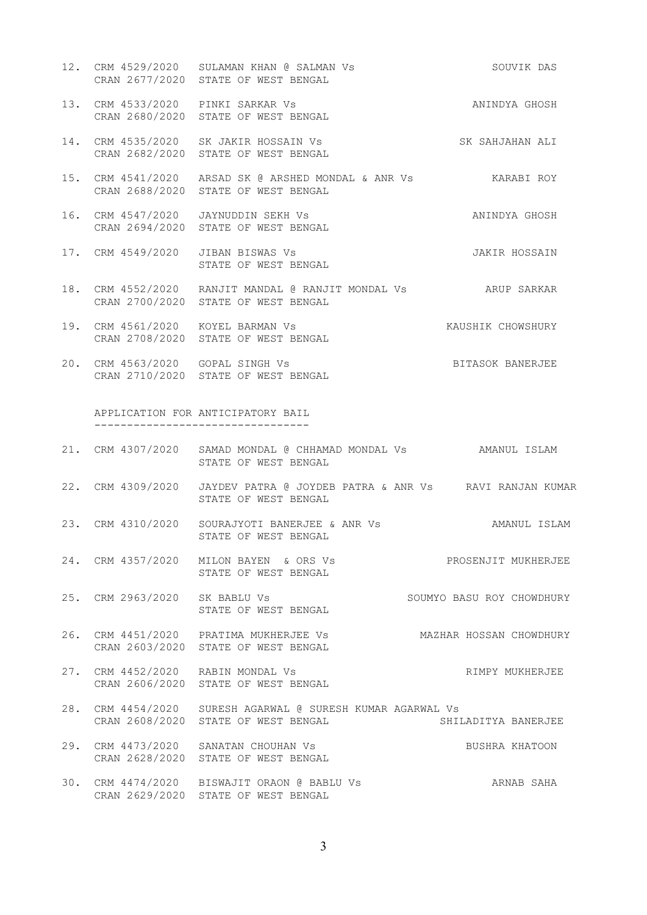12. CRM 4529/2020 SULAMAN KHAN @ SALMAN Vs — SOUVIK DAS
    CRAN 2677/2020 STATE OF WEST BENGAL

13. CRM 4533/2020 PINKI SARKAR Vs — ANINDYA GHOSH
    CRAN 2680/2020 STATE OF WEST BENGAL

14. CRM 4535/2020 SK JAKIR HOSSAIN Vs — SK SAHJAHAN ALI
    CRAN 2682/2020 STATE OF WEST BENGAL

15. CRM 4541/2020 ARSAD SK @ ARSHED MONDAL & ANR Vs — KARABI ROY
    CRAN 2688/2020 STATE OF WEST BENGAL

16. CRM 4547/2020 JAYNUDDIN SEKH Vs — ANINDYA GHOSH
    CRAN 2694/2020 STATE OF WEST BENGAL

17. CRM 4549/2020 JIBAN BISWAS Vs — JAKIR HOSSAIN
    STATE OF WEST BENGAL

18. CRM 4552/2020 RANJIT MANDAL @ RANJIT MONDAL Vs — ARUP SARKAR
    CRAN 2700/2020 STATE OF WEST BENGAL

19. CRM 4561/2020 KOYEL BARMAN Vs — KAUSHIK CHOWSHURY
    CRAN 2708/2020 STATE OF WEST BENGAL

20. CRM 4563/2020 GOPAL SINGH Vs — BITASOK BANERJEE
    CRAN 2710/2020 STATE OF WEST BENGAL

## APPLICATION FOR ANTICIPATORY BAIL

21. CRM 4307/2020 SAMAD MONDAL @ CHHAMAD MONDAL Vs — AMANUL ISLAM
    STATE OF WEST BENGAL

22. CRM 4309/2020 JAYDEV PATRA @ JOYDEB PATRA & ANR Vs — RAVI RANJAN KUMAR
    STATE OF WEST BENGAL

23. CRM 4310/2020 SOURAJYOTI BANERJEE & ANR Vs — AMANUL ISLAM
    STATE OF WEST BENGAL

24. CRM 4357/2020 MILON BAYEN & ORS Vs — PROSENJIT MUKHERJEE
    STATE OF WEST BENGAL

25. CRM 2963/2020 SK BABLU Vs — SOUMYO BASU ROY CHOWDHURY
    STATE OF WEST BENGAL

26. CRM 4451/2020 PRATIMA MUKHERJEE Vs — MAZHAR HOSSAN CHOWDHURY
    CRAN 2603/2020 STATE OF WEST BENGAL

27. CRM 4452/2020 RABIN MONDAL Vs — RIMPY MUKHERJEE
    CRAN 2606/2020 STATE OF WEST BENGAL

28. CRM 4454/2020 SURESH AGARWAL @ SURESH KUMAR AGARWAL Vs
    CRAN 2608/2020 STATE OF WEST BENGAL — SHILADITYA BANERJEE

29. CRM 4473/2020 SANATAN CHOUHAN Vs — BUSHRA KHATOON
    CRAN 2628/2020 STATE OF WEST BENGAL

30. CRM 4474/2020 BISWAJIT ORAON @ BABLU Vs — ARNAB SAHA
    CRAN 2629/2020 STATE OF WEST BENGAL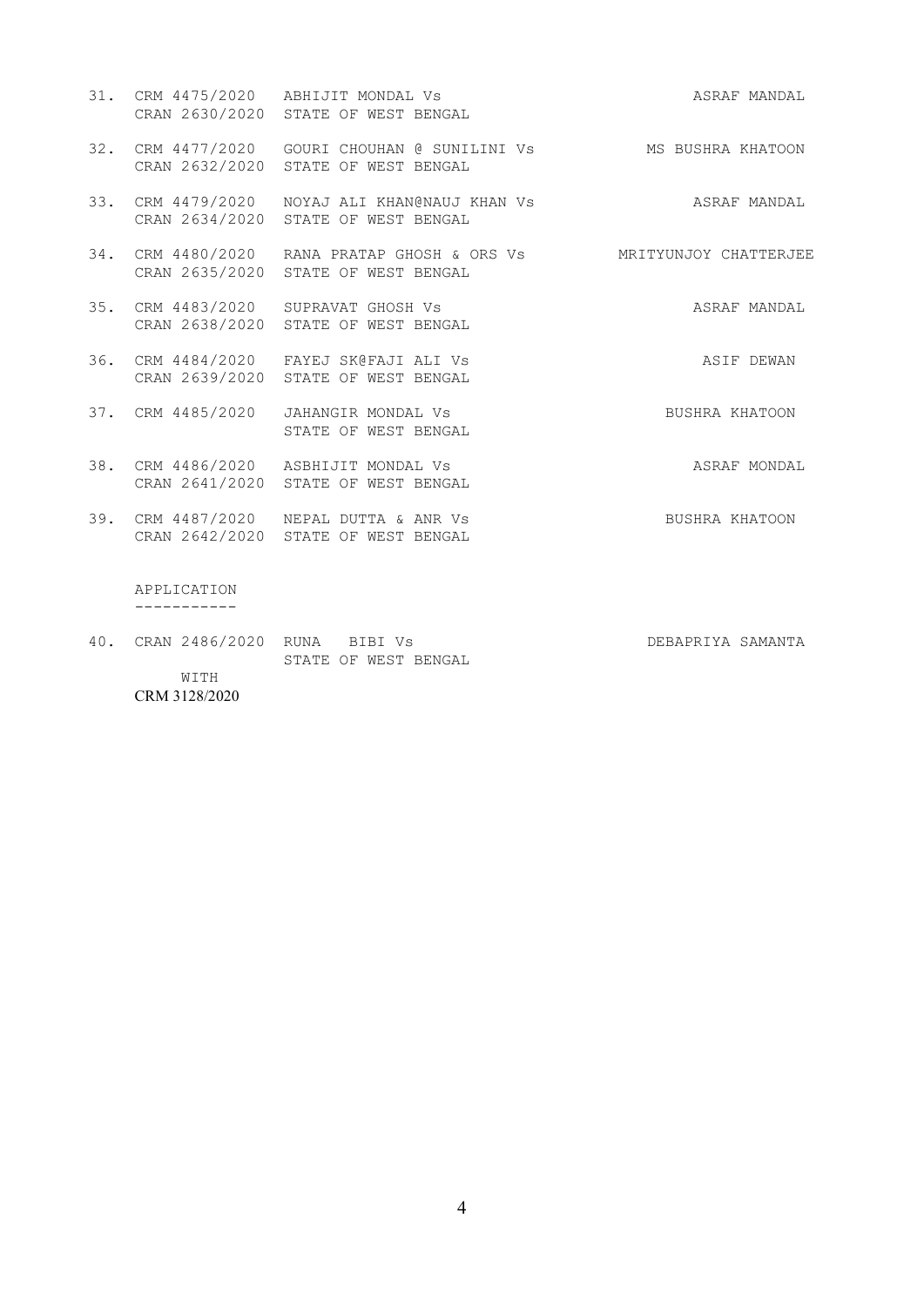| | | | |
|---|---|---|---|
| 31. | CRM 4475/2020<br>CRAN 2630/2020 | ABHIJIT MONDAL Vs<br>STATE OF WEST BENGAL | ASRAF MANDAL |
| 32. | CRM 4477/2020<br>CRAN 2632/2020 | GOURI CHOUHAN @ SUNILINI Vs<br>STATE OF WEST BENGAL | MS BUSHRA KHATOON |
| 33. | CRM 4479/2020<br>CRAN 2634/2020 | NOYAJ ALI KHAN@NAUJ KHAN Vs<br>STATE OF WEST BENGAL | ASRAF MANDAL |
| 34. | CRM 4480/2020<br>CRAN 2635/2020 | RANA PRATAP GHOSH & ORS Vs<br>STATE OF WEST BENGAL | MRITYUNJOY CHATTERJEE |
| 35. | CRM 4483/2020<br>CRAN 2638/2020 | SUPRAVAT GHOSH Vs<br>STATE OF WEST BENGAL | ASRAF MANDAL |
| 36. | CRM 4484/2020<br>CRAN 2639/2020 | FAYEJ SK@FAJI ALI Vs<br>STATE OF WEST BENGAL | ASIF DEWAN |
| 37. | CRM 4485/2020 | JAHANGIR MONDAL Vs<br>STATE OF WEST BENGAL | BUSHRA KHATOON |
| 38. | CRM 4486/2020<br>CRAN 2641/2020 | ASBHIJIT MONDAL Vs<br>STATE OF WEST BENGAL | ASRAF MONDAL |
| 39. | CRM 4487/2020<br>CRAN 2642/2020 | NEPAL DUTTA & ANR Vs<br>STATE OF WEST BENGAL | BUSHRA KHATOON |

APPLICATION
-----------

| | | | |
|---|---|---|---|
| 40. | CRAN 2486/2020<br>WITH<br>CRM 3128/2020 | RUNA BIBI Vs<br>STATE OF WEST BENGAL | DEBAPRIYA SAMANTA |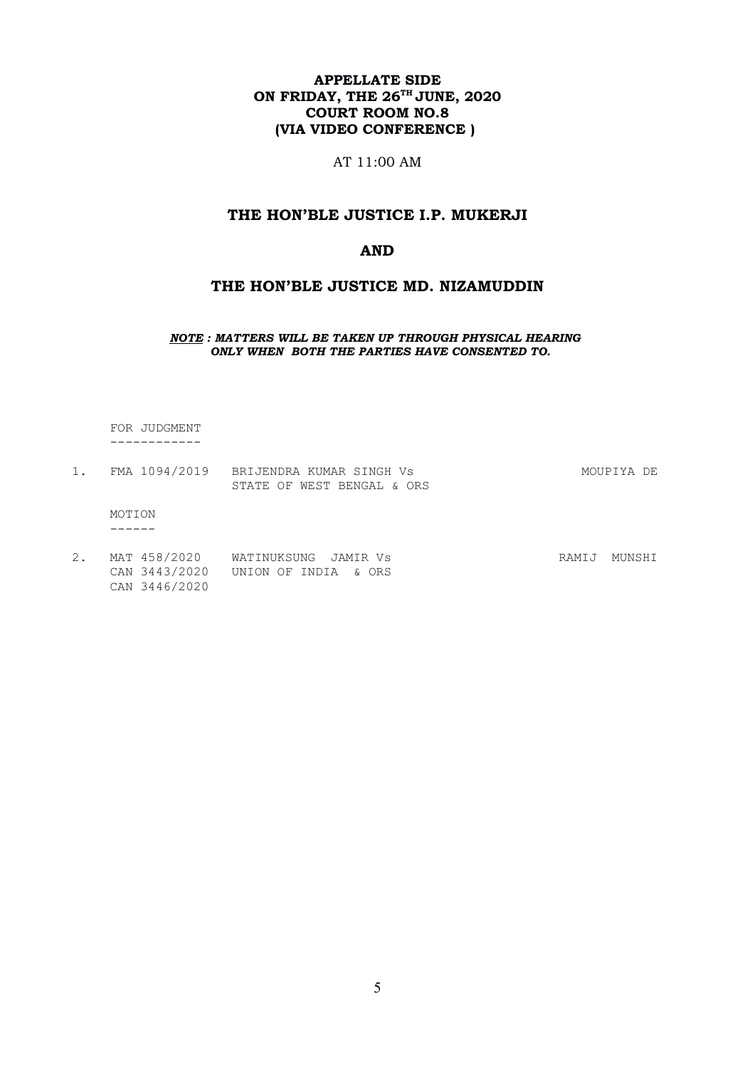**APPELLATE SIDE**
**ON FRIDAY, THE 26TH JUNE, 2020**
**COURT ROOM NO.8**
**(VIA VIDEO CONFERENCE )**

AT 11:00 AM

## THE HON'BLE JUSTICE I.P. MUKERJI

## AND

## THE HON'BLE JUSTICE MD. NIZAMUDDIN

***NOTE : MATTERS WILL BE TAKEN UP THROUGH PHYSICAL HEARING ONLY WHEN BOTH THE PARTIES HAVE CONSENTED TO.***

FOR JUDGMENT
------------

| | | | |
|---|---|---|---|
| 1. | FMA 1094/2019 | BRIJENDRA KUMAR SINGH Vs<br>STATE OF WEST BENGAL & ORS | MOUPIYA DE |

MOTION
------

| | | | |
|---|---|---|---|
| 2. | MAT 458/2020<br>CAN 3443/2020<br>CAN 3446/2020 | WATINUKSUNG JAMIR Vs<br>UNION OF INDIA & ORS | RAMIJ MUNSHI |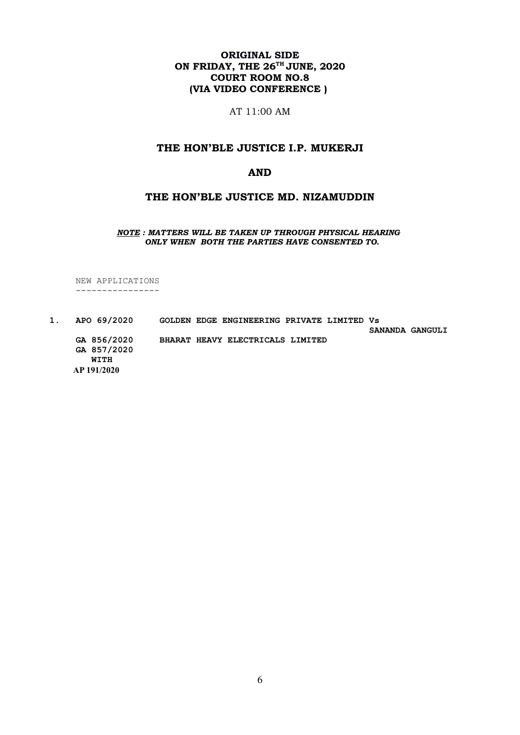**ORIGINAL SIDE**
**ON FRIDAY, THE 26TH JUNE, 2020**
**COURT ROOM NO.8**
**(VIA VIDEO CONFERENCE )**

AT 11:00 AM

## THE HON'BLE JUSTICE I.P. MUKERJI

## AND

## THE HON'BLE JUSTICE MD. NIZAMUDDIN

***NOTE : MATTERS WILL BE TAKEN UP THROUGH PHYSICAL HEARING ONLY WHEN BOTH THE PARTIES HAVE CONSENTED TO.***

NEW APPLICATIONS
----------------

1. **APO 69/2020** **GOLDEN EDGE ENGINEERING PRIVATE LIMITED Vs SANANDA GANGULI**
   **GA 856/2020** **BHARAT HEAVY ELECTRICALS LIMITED**
   **GA 857/2020**
   **WITH**
   **AP 191/2020**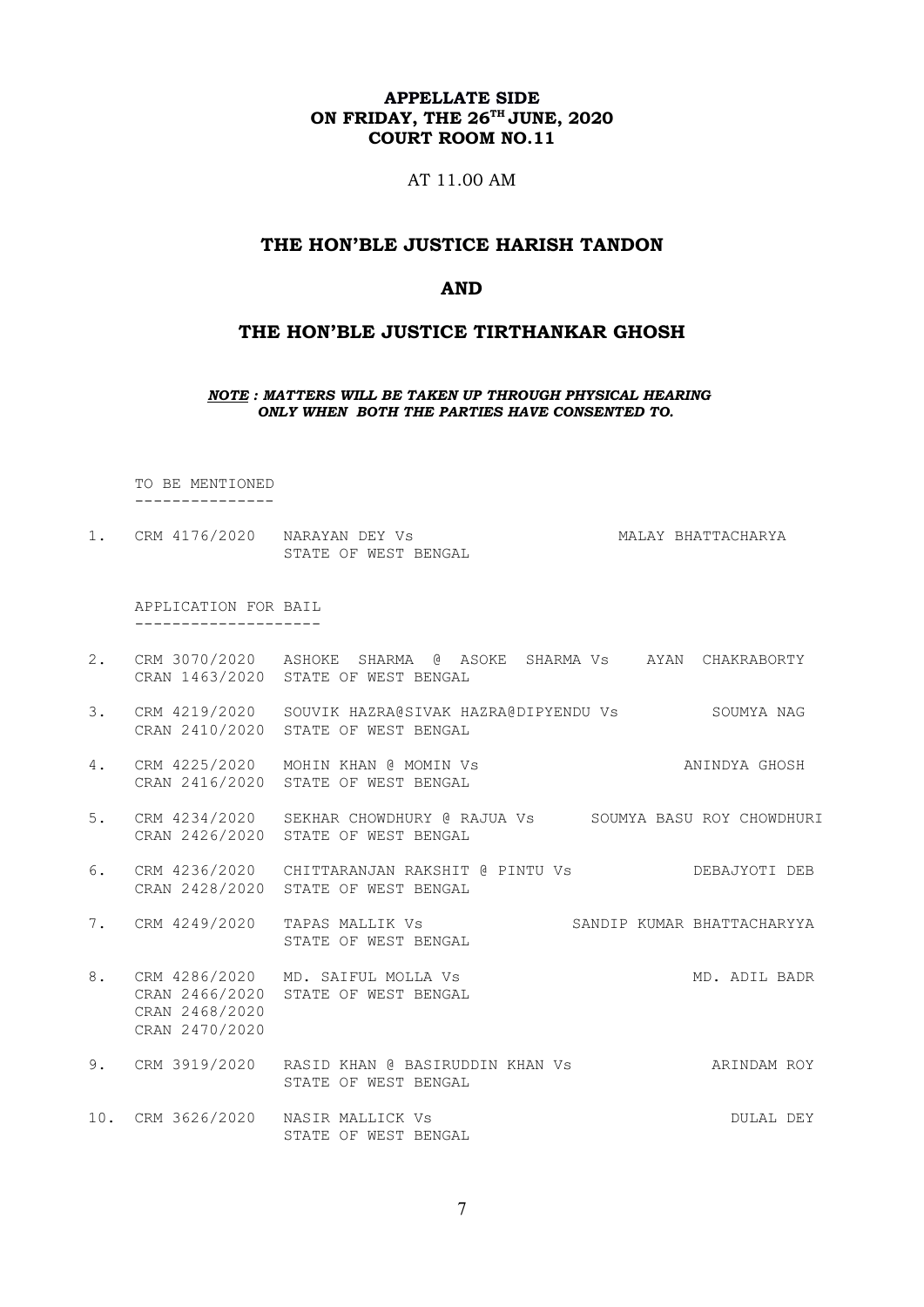**APPELLATE SIDE**
**ON FRIDAY, THE 26TH JUNE, 2020**
**COURT ROOM NO.11**

AT 11.00 AM

## THE HON'BLE JUSTICE HARISH TANDON

## AND

## THE HON'BLE JUSTICE TIRTHANKAR GHOSH

***NOTE : MATTERS WILL BE TAKEN UP THROUGH PHYSICAL HEARING ONLY WHEN BOTH THE PARTIES HAVE CONSENTED TO.***

TO BE MENTIONED
---------------

| No. | Case No. | Parties | Advocate |
|---|---|---|---|
| 1. | CRM 4176/2020 | NARAYAN DEY Vs STATE OF WEST BENGAL | MALAY BHATTACHARYA |

APPLICATION FOR BAIL
--------------------

| No. | Case No. | Parties | Advocate |
|---|---|---|---|
| 2. | CRM 3070/2020 CRAN 1463/2020 | ASHOKE SHARMA @ ASOKE SHARMA Vs STATE OF WEST BENGAL | AYAN CHAKRABORTY |
| 3. | CRM 4219/2020 CRAN 2410/2020 | SOUVIK HAZRA@SIVAK HAZRA@DIPYENDU Vs STATE OF WEST BENGAL | SOUMYA NAG |
| 4. | CRM 4225/2020 CRAN 2416/2020 | MOHIN KHAN @ MOMIN Vs STATE OF WEST BENGAL | ANINDYA GHOSH |
| 5. | CRM 4234/2020 CRAN 2426/2020 | SEKHAR CHOWDHURY @ RAJUA Vs STATE OF WEST BENGAL | SOUMYA BASU ROY CHOWDHURI |
| 6. | CRM 4236/2020 CRAN 2428/2020 | CHITTARANJAN RAKSHIT @ PINTU Vs STATE OF WEST BENGAL | DEBAJYOTI DEB |
| 7. | CRM 4249/2020 | TAPAS MALLIK Vs STATE OF WEST BENGAL | SANDIP KUMAR BHATTACHARYYA |
| 8. | CRM 4286/2020 CRAN 2466/2020 CRAN 2468/2020 CRAN 2470/2020 | MD. SAIFUL MOLLA Vs STATE OF WEST BENGAL | MD. ADIL BADR |
| 9. | CRM 3919/2020 | RASID KHAN @ BASIRUDDIN KHAN Vs STATE OF WEST BENGAL | ARINDAM ROY |
| 10. | CRM 3626/2020 | NASIR MALLICK Vs STATE OF WEST BENGAL | DULAL DEY |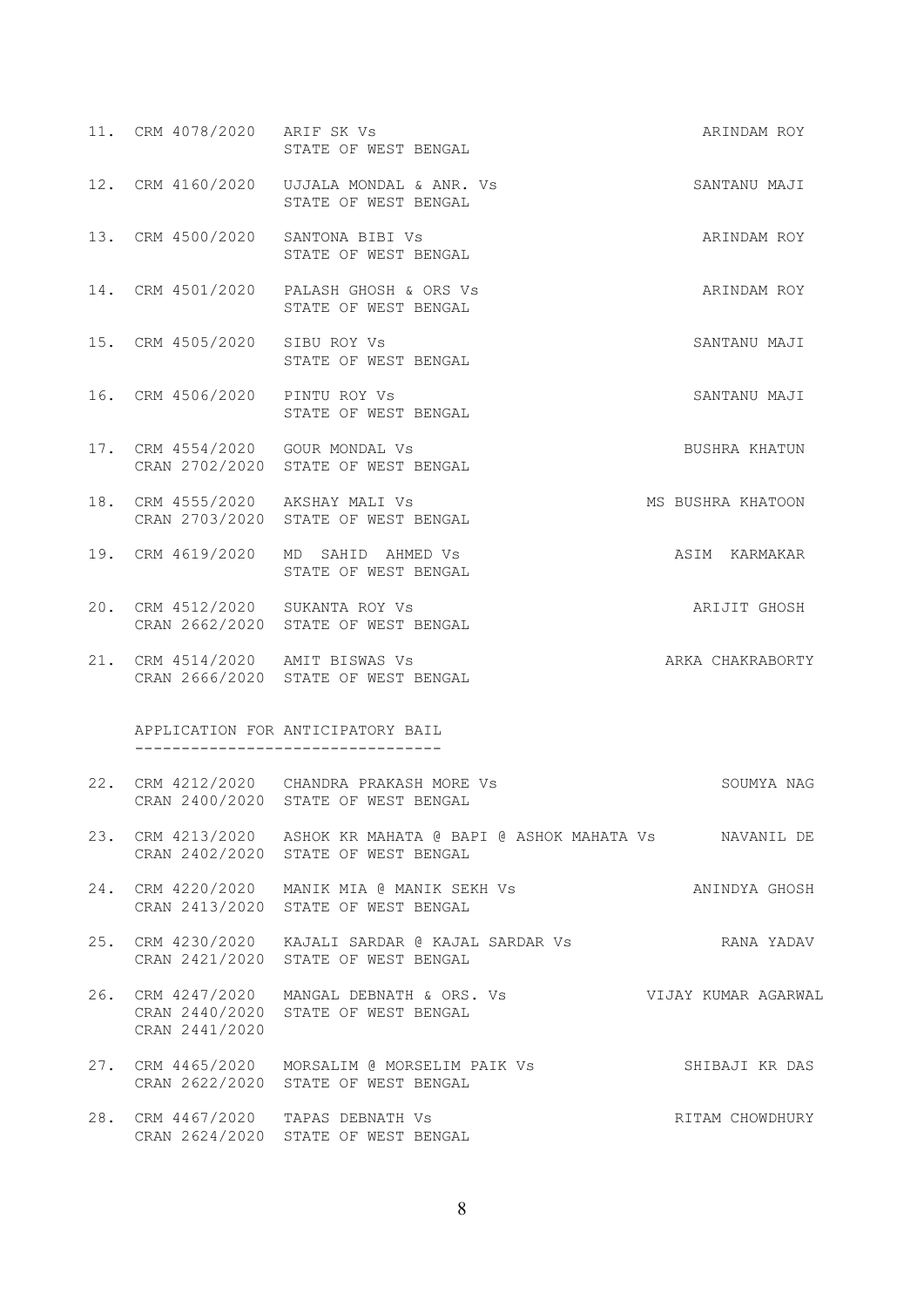11. CRM 4078/2020 ARIF SK Vs STATE OF WEST BENGAL — ARINDAM ROY

12. CRM 4160/2020 UJJALA MONDAL & ANR. Vs STATE OF WEST BENGAL — SANTANU MAJI

13. CRM 4500/2020 SANTONA BIBI Vs STATE OF WEST BENGAL — ARINDAM ROY

14. CRM 4501/2020 PALASH GHOSH & ORS Vs STATE OF WEST BENGAL — ARINDAM ROY

15. CRM 4505/2020 SIBU ROY Vs STATE OF WEST BENGAL — SANTANU MAJI

16. CRM 4506/2020 PINTU ROY Vs STATE OF WEST BENGAL — SANTANU MAJI

17. CRM 4554/2020 CRAN 2702/2020 GOUR MONDAL Vs STATE OF WEST BENGAL — BUSHRA KHATUN

18. CRM 4555/2020 CRAN 2703/2020 AKSHAY MALI Vs STATE OF WEST BENGAL — MS BUSHRA KHATOON

19. CRM 4619/2020 MD SAHID AHMED Vs STATE OF WEST BENGAL — ASIM KARMAKAR

20. CRM 4512/2020 CRAN 2662/2020 SUKANTA ROY Vs STATE OF WEST BENGAL — ARIJIT GHOSH

21. CRM 4514/2020 CRAN 2666/2020 AMIT BISWAS Vs STATE OF WEST BENGAL — ARKA CHAKRABORTY

APPLICATION FOR ANTICIPATORY BAIL
---------------------------------

22. CRM 4212/2020 CRAN 2400/2020 CHANDRA PRAKASH MORE Vs STATE OF WEST BENGAL — SOUMYA NAG

23. CRM 4213/2020 CRAN 2402/2020 ASHOK KR MAHATA @ BAPI @ ASHOK MAHATA Vs STATE OF WEST BENGAL — NAVANIL DE

24. CRM 4220/2020 CRAN 2413/2020 MANIK MIA @ MANIK SEKH Vs STATE OF WEST BENGAL — ANINDYA GHOSH

25. CRM 4230/2020 CRAN 2421/2020 KAJALI SARDAR @ KAJAL SARDAR Vs STATE OF WEST BENGAL — RANA YADAV

26. CRM 4247/2020 CRAN 2440/2020 CRAN 2441/2020 MANGAL DEBNATH & ORS. Vs STATE OF WEST BENGAL — VIJAY KUMAR AGARWAL

27. CRM 4465/2020 CRAN 2622/2020 MORSALIM @ MORSELIM PAIK Vs STATE OF WEST BENGAL — SHIBAJI KR DAS

28. CRM 4467/2020 CRAN 2624/2020 TAPAS DEBNATH Vs STATE OF WEST BENGAL — RITAM CHOWDHURY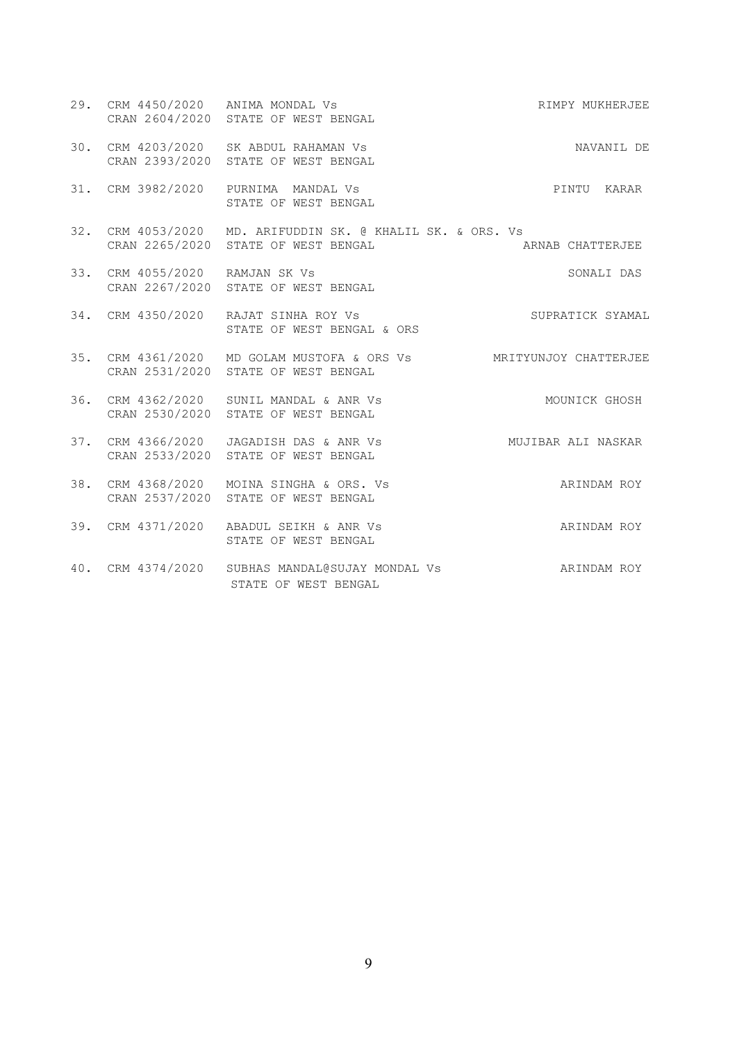| No. | Case No. | Parties | Advocate |
|---|---|---|---|
| 29. | CRM 4450/2020<br>CRAN 2604/2020 | ANIMA MONDAL Vs<br>STATE OF WEST BENGAL | RIMPY MUKHERJEE |
| 30. | CRM 4203/2020<br>CRAN 2393/2020 | SK ABDUL RAHAMAN Vs<br>STATE OF WEST BENGAL | NAVANIL DE |
| 31. | CRM 3982/2020 | PURNIMA MANDAL Vs<br>STATE OF WEST BENGAL | PINTU KARAR |
| 32. | CRM 4053/2020<br>CRAN 2265/2020 | MD. ARIFUDDIN SK. @ KHALIL SK. & ORS. Vs<br>STATE OF WEST BENGAL | ARNAB CHATTERJEE |
| 33. | CRM 4055/2020<br>CRAN 2267/2020 | RAMJAN SK Vs<br>STATE OF WEST BENGAL | SONALI DAS |
| 34. | CRM 4350/2020 | RAJAT SINHA ROY Vs<br>STATE OF WEST BENGAL & ORS | SUPRATICK SYAMAL |
| 35. | CRM 4361/2020<br>CRAN 2531/2020 | MD GOLAM MUSTOFA & ORS Vs<br>STATE OF WEST BENGAL | MRITYUNJOY CHATTERJEE |
| 36. | CRM 4362/2020<br>CRAN 2530/2020 | SUNIL MANDAL & ANR Vs<br>STATE OF WEST BENGAL | MOUNICK GHOSH |
| 37. | CRM 4366/2020<br>CRAN 2533/2020 | JAGADISH DAS & ANR Vs<br>STATE OF WEST BENGAL | MUJIBAR ALI NASKAR |
| 38. | CRM 4368/2020<br>CRAN 2537/2020 | MOINA SINGHA & ORS. Vs<br>STATE OF WEST BENGAL | ARINDAM ROY |
| 39. | CRM 4371/2020 | ABADUL SEIKH & ANR Vs<br>STATE OF WEST BENGAL | ARINDAM ROY |
| 40. | CRM 4374/2020 | SUBHAS MANDAL@SUJAY MONDAL Vs<br>STATE OF WEST BENGAL | ARINDAM ROY |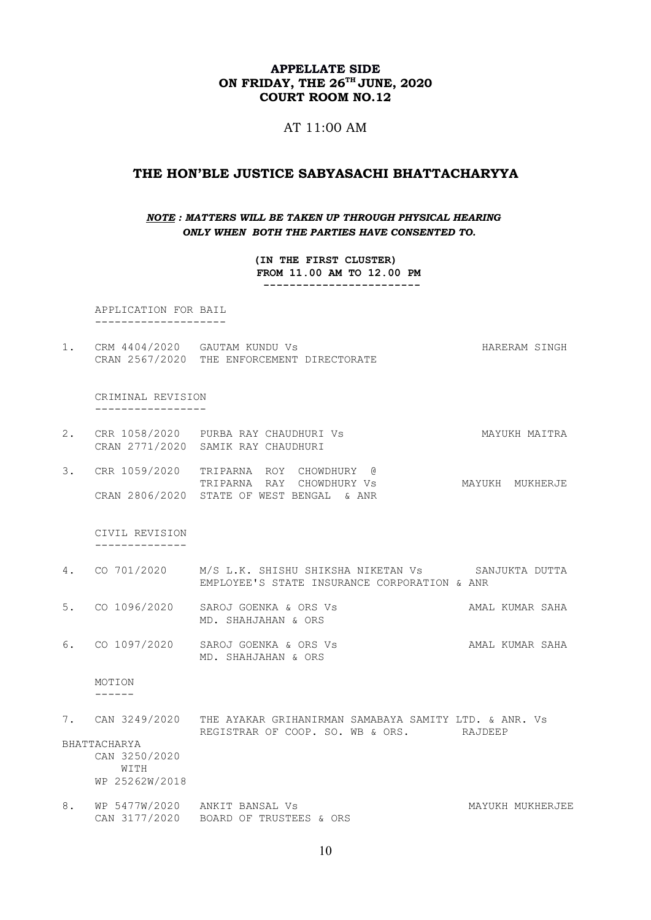**APPELLATE SIDE**
**ON FRIDAY, THE 26TH JUNE, 2020**
**COURT ROOM NO.12**

AT 11:00 AM

## THE HON'BLE JUSTICE SABYASACHI BHATTACHARYYA

***NOTE : MATTERS WILL BE TAKEN UP THROUGH PHYSICAL HEARING ONLY WHEN BOTH THE PARTIES HAVE CONSENTED TO.***

**(IN THE FIRST CLUSTER)**
**FROM 11.00 AM TO 12.00 PM**

APPLICATION FOR BAIL

1. CRM 4404/2020 GAUTAM KUNDU Vs — HARERAM SINGH
   CRAN 2567/2020 THE ENFORCEMENT DIRECTORATE

CRIMINAL REVISION

2. CRR 1058/2020 PURBA RAY CHAUDHURI Vs — MAYUKH MAITRA
   CRAN 2771/2020 SAMIK RAY CHAUDHURI

3. CRR 1059/2020 TRIPARNA ROY CHOWDHURY @ TRIPARNA RAY CHOWDHURY Vs — MAYUKH MUKHERJE
   CRAN 2806/2020 STATE OF WEST BENGAL & ANR

CIVIL REVISION

4. CO 701/2020 M/S L.K. SHISHU SHIKSHA NIKETAN Vs — SANJUKTA DUTTA
   EMPLOYEE'S STATE INSURANCE CORPORATION & ANR

5. CO 1096/2020 SAROJ GOENKA & ORS Vs — AMAL KUMAR SAHA
   MD. SHAHJAHAN & ORS

6. CO 1097/2020 SAROJ GOENKA & ORS Vs — AMAL KUMAR SAHA
   MD. SHAHJAHAN & ORS

MOTION

7. CAN 3249/2020 THE AYAKAR GRIHANIRMAN SAMABAYA SAMITY LTD. & ANR. Vs
   REGISTRAR OF COOP. SO. WB & ORS. — RAJDEEP BHATTACHARYA
   CAN 3250/2020
   WITH
   WP 25262W/2018

8. WP 5477W/2020 ANKIT BANSAL Vs — MAYUKH MUKHERJEE
   CAN 3177/2020 BOARD OF TRUSTEES & ORS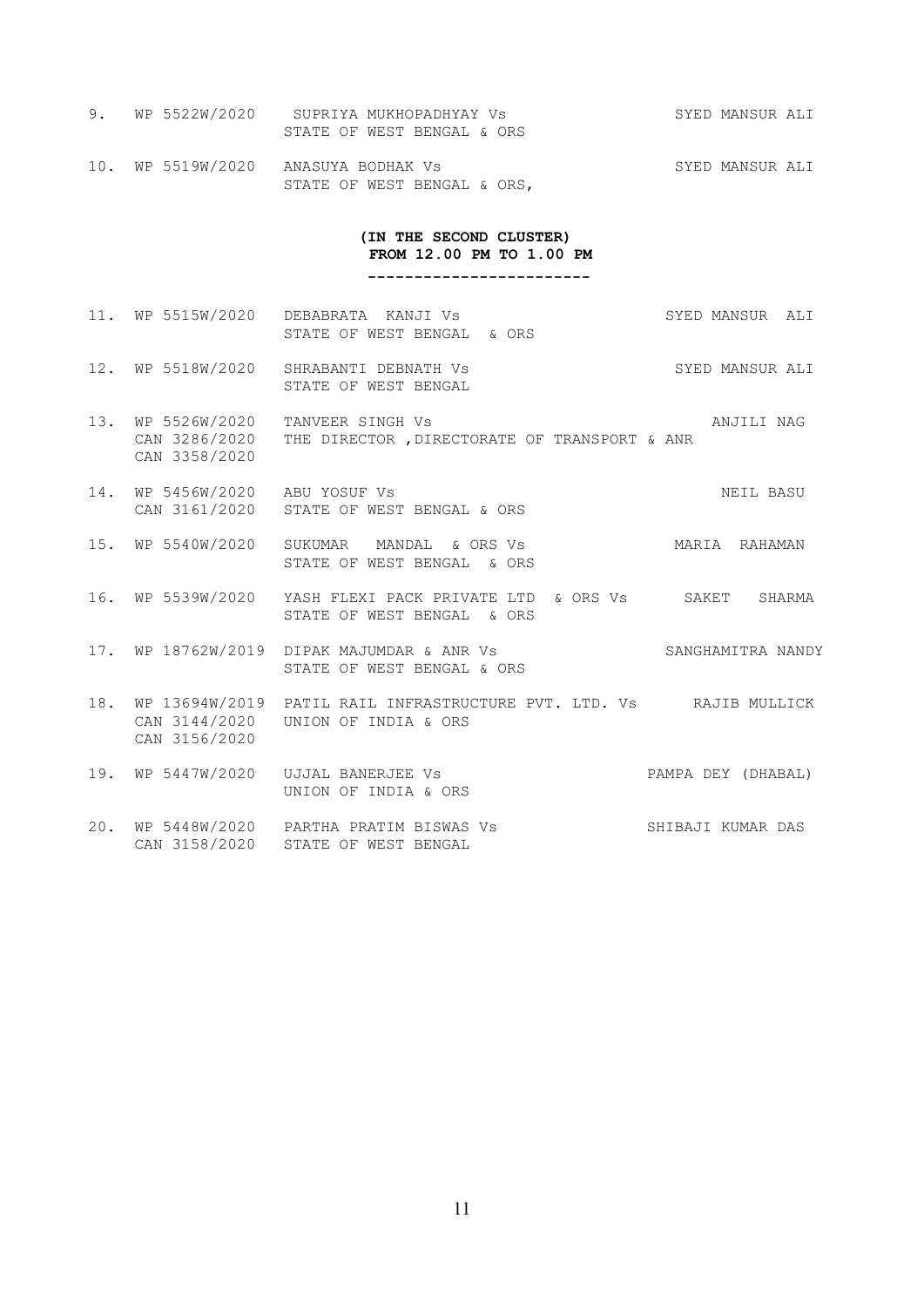| | | | |
|---|---|---|---|
| 9. | WP 5522W/2020 | SUPRIYA MUKHOPADHYAY Vs<br>STATE OF WEST BENGAL & ORS | SYED MANSUR ALI |
| 10. | WP 5519W/2020 | ANASUYA BODHAK Vs<br>STATE OF WEST BENGAL & ORS, | SYED MANSUR ALI |

**(IN THE SECOND CLUSTER)**
**FROM 12.00 PM TO 1.00 PM**

------------------------

| | | | |
|---|---|---|---|
| 11. | WP 5515W/2020 | DEBABRATA KANJI Vs<br>STATE OF WEST BENGAL & ORS | SYED MANSUR ALI |
| 12. | WP 5518W/2020 | SHRABANTI DEBNATH Vs<br>STATE OF WEST BENGAL | SYED MANSUR ALI |
| 13. | WP 5526W/2020<br>CAN 3286/2020<br>CAN 3358/2020 | TANVEER SINGH Vs<br>THE DIRECTOR ,DIRECTORATE OF TRANSPORT & ANR | ANJILI NAG |
| 14. | WP 5456W/2020<br>CAN 3161/2020 | ABU YOSUF Vs<br>STATE OF WEST BENGAL & ORS | NEIL BASU |
| 15. | WP 5540W/2020 | SUKUMAR MANDAL & ORS Vs<br>STATE OF WEST BENGAL & ORS | MARIA RAHAMAN |
| 16. | WP 5539W/2020 | YASH FLEXI PACK PRIVATE LTD & ORS Vs<br>STATE OF WEST BENGAL & ORS | SAKET SHARMA |
| 17. | WP 18762W/2019 | DIPAK MAJUMDAR & ANR Vs<br>STATE OF WEST BENGAL & ORS | SANGHAMITRA NANDY |
| 18. | WP 13694W/2019<br>CAN 3144/2020<br>CAN 3156/2020 | PATIL RAIL INFRASTRUCTURE PVT. LTD. Vs<br>UNION OF INDIA & ORS | RAJIB MULLICK |
| 19. | WP 5447W/2020 | UJJAL BANERJEE Vs<br>UNION OF INDIA & ORS | PAMPA DEY (DHABAL) |
| 20. | WP 5448W/2020<br>CAN 3158/2020 | PARTHA PRATIM BISWAS Vs<br>STATE OF WEST BENGAL | SHIBAJI KUMAR DAS |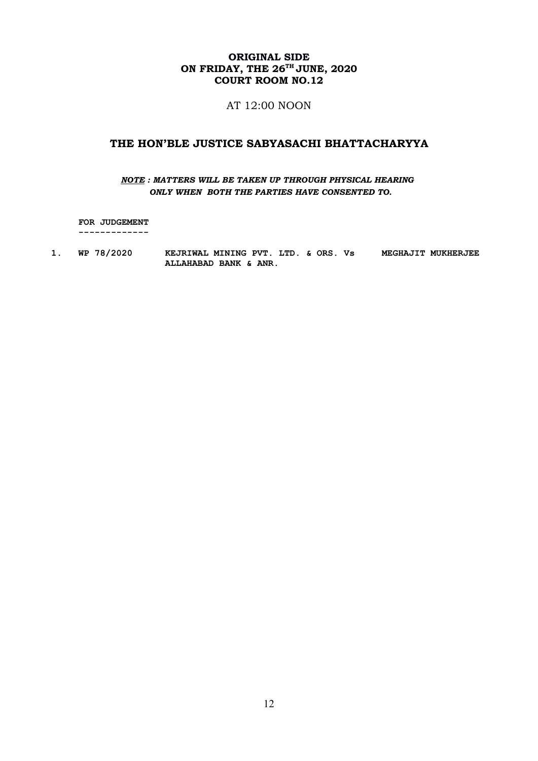**ORIGINAL SIDE**
**ON FRIDAY, THE 26TH JUNE, 2020**
**COURT ROOM NO.12**

AT 12:00 NOON

## THE HON'BLE JUSTICE SABYASACHI BHATTACHARYYA

***NOTE : MATTERS WILL BE TAKEN UP THROUGH PHYSICAL HEARING ONLY WHEN BOTH THE PARTIES HAVE CONSENTED TO.***

**FOR JUDGEMENT**
**-------------**

| | | | |
|---|---|---|---|
| **1.** | **WP 78/2020** | **KEJRIWAL MINING PVT. LTD. & ORS. Vs ALLAHABAD BANK & ANR.** | **MEGHAJIT MUKHERJEE** |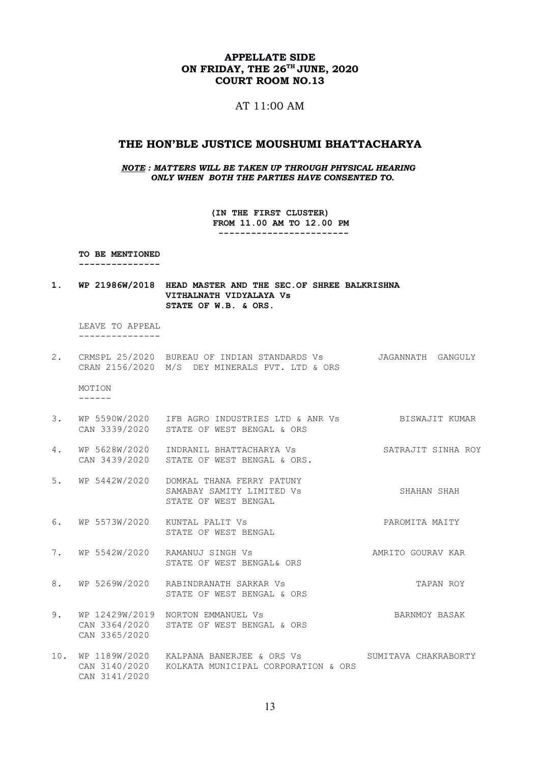**APPELLATE SIDE**
**ON FRIDAY, THE 26TH JUNE, 2020**
**COURT ROOM NO.13**

AT 11:00 AM

## THE HON'BLE JUSTICE MOUSHUMI BHATTACHARYA

***NOTE : MATTERS WILL BE TAKEN UP THROUGH PHYSICAL HEARING ONLY WHEN BOTH THE PARTIES HAVE CONSENTED TO.***

**(IN THE FIRST CLUSTER)**
**FROM 11.00 AM TO 12.00 PM**
**------------------------**

**TO BE MENTIONED**
**--------------**

**1. WP 21986W/2018 HEAD MASTER AND THE SEC.OF SHREE BALKRISHNA VITHALNATH VIDYALAYA Vs STATE OF W.B. & ORS.**

LEAVE TO APPEAL
---------------

2. CRMSPL 25/2020 BUREAU OF INDIAN STANDARDS Vs M/S DEY MINERALS PVT. LTD & ORS — JAGANNATH GANGULY
   CRAN 2156/2020

MOTION
------

3. WP 5590W/2020 IFB AGRO INDUSTRIES LTD & ANR Vs STATE OF WEST BENGAL & ORS — BISWAJIT KUMAR
   CAN 3339/2020

4. WP 5628W/2020 INDRANIL BHATTACHARYA Vs STATE OF WEST BENGAL & ORS. — SATRAJIT SINHA ROY
   CAN 3439/2020

5. WP 5442W/2020 DOMKAL THANA FERRY PATUNY SAMABAY SAMITY LIMITED Vs STATE OF WEST BENGAL — SHAHAN SHAH

6. WP 5573W/2020 KUNTAL PALIT Vs STATE OF WEST BENGAL — PAROMITA MAITY

7. WP 5542W/2020 RAMANUJ SINGH Vs STATE OF WEST BENGAL& ORS — AMRITO GOURAV KAR

8. WP 5269W/2020 RABINDRANATH SARKAR Vs STATE OF WEST BENGAL & ORS — TAPAN ROY

9. WP 12429W/2019 NORTON EMMANUEL Vs STATE OF WEST BENGAL & ORS — BARNMOY BASAK
   CAN 3364/2020
   CAN 3365/2020

10. WP 1189W/2020 KALPANA BANERJEE & ORS Vs KOLKATA MUNICIPAL CORPORATION & ORS — SUMITAVA CHAKRABORTY
    CAN 3140/2020
    CAN 3141/2020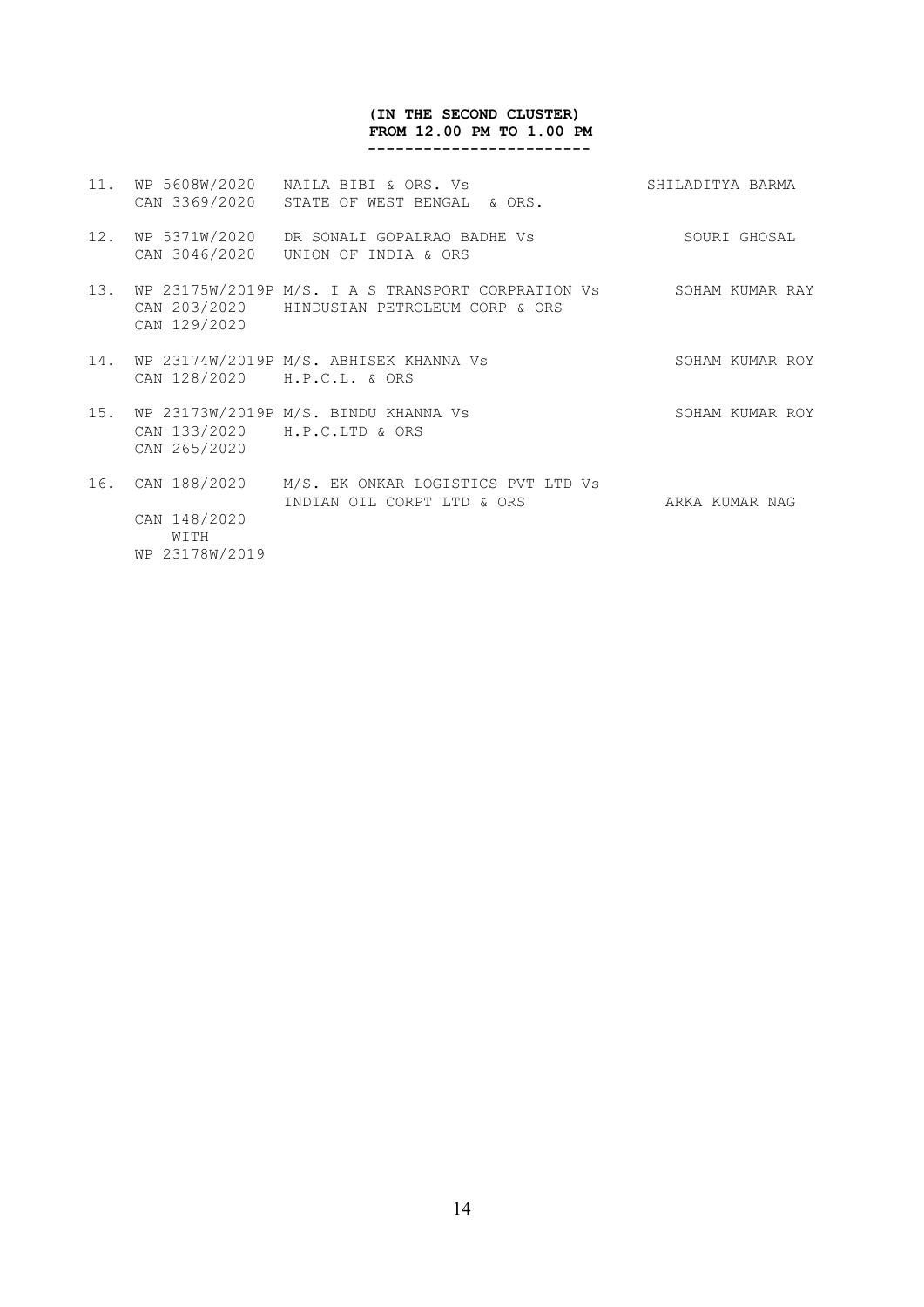**(IN THE SECOND CLUSTER)**
**FROM 12.00 PM TO 1.00 PM**
**------------------------**

| No. | Case No. | Parties | Advocate |
|---|---|---|---|
| 11. | WP 5608W/2020<br>CAN 3369/2020 | NAILA BIBI & ORS. Vs<br>STATE OF WEST BENGAL & ORS. | SHILADITYA BARMA |
| 12. | WP 5371W/2020<br>CAN 3046/2020 | DR SONALI GOPALRAO BADHE Vs<br>UNION OF INDIA & ORS | SOURI GHOSAL |
| 13. | WP 23175W/2019P<br>CAN 203/2020<br>CAN 129/2020 | M/S. I A S TRANSPORT CORPRATION Vs<br>HINDUSTAN PETROLEUM CORP & ORS | SOHAM KUMAR RAY |
| 14. | WP 23174W/2019P<br>CAN 128/2020 | M/S. ABHISEK KHANNA Vs<br>H.P.C.L. & ORS | SOHAM KUMAR ROY |
| 15. | WP 23173W/2019P<br>CAN 133/2020<br>CAN 265/2020 | M/S. BINDU KHANNA Vs<br>H.P.C.LTD & ORS | SOHAM KUMAR ROY |
| 16. | CAN 188/2020<br>CAN 148/2020<br>WITH<br>WP 23178W/2019 | M/S. EK ONKAR LOGISTICS PVT LTD Vs<br>INDIAN OIL CORPT LTD & ORS | ARKA KUMAR NAG |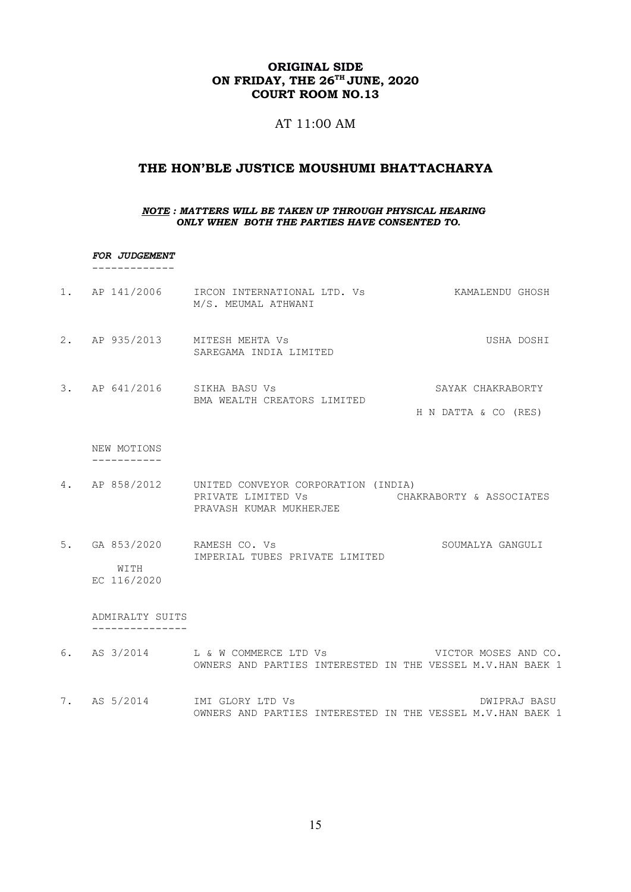**ORIGINAL SIDE**
**ON FRIDAY, THE 26TH JUNE, 2020**
**COURT ROOM NO.13**

AT 11:00 AM

## THE HON'BLE JUSTICE MOUSHUMI BHATTACHARYA

***NOTE : MATTERS WILL BE TAKEN UP THROUGH PHYSICAL HEARING ONLY WHEN BOTH THE PARTIES HAVE CONSENTED TO.***

***FOR JUDGEMENT***

| | | | |
|---|---|---|---|
| 1. | AP 141/2006 | IRCON INTERNATIONAL LTD. Vs<br>M/S. MEUMAL ATHWANI | KAMALENDU GHOSH |
| 2. | AP 935/2013 | MITESH MEHTA Vs<br>SAREGAMA INDIA LIMITED | USHA DOSHI |
| 3. | AP 641/2016 | SIKHA BASU Vs<br>BMA WEALTH CREATORS LIMITED | SAYAK CHAKRABORTY<br>H N DATTA & CO (RES) |

NEW MOTIONS

| | | | |
|---|---|---|---|
| 4. | AP 858/2012 | UNITED CONVEYOR CORPORATION (INDIA) PRIVATE LIMITED Vs<br>PRAVASH KUMAR MUKHERJEE | CHAKRABORTY & ASSOCIATES |
| 5. | GA 853/2020<br>WITH<br>EC 116/2020 | RAMESH CO. Vs<br>IMPERIAL TUBES PRIVATE LIMITED | SOUMALYA GANGULI |

ADMIRALTY SUITS

| | | | |
|---|---|---|---|
| 6. | AS 3/2014 | L & W COMMERCE LTD Vs<br>OWNERS AND PARTIES INTERESTED IN THE VESSEL M.V.HAN BAEK 1 | VICTOR MOSES AND CO. |
| 7. | AS 5/2014 | IMI GLORY LTD Vs<br>OWNERS AND PARTIES INTERESTED IN THE VESSEL M.V.HAN BAEK 1 | DWIPRAJ BASU |